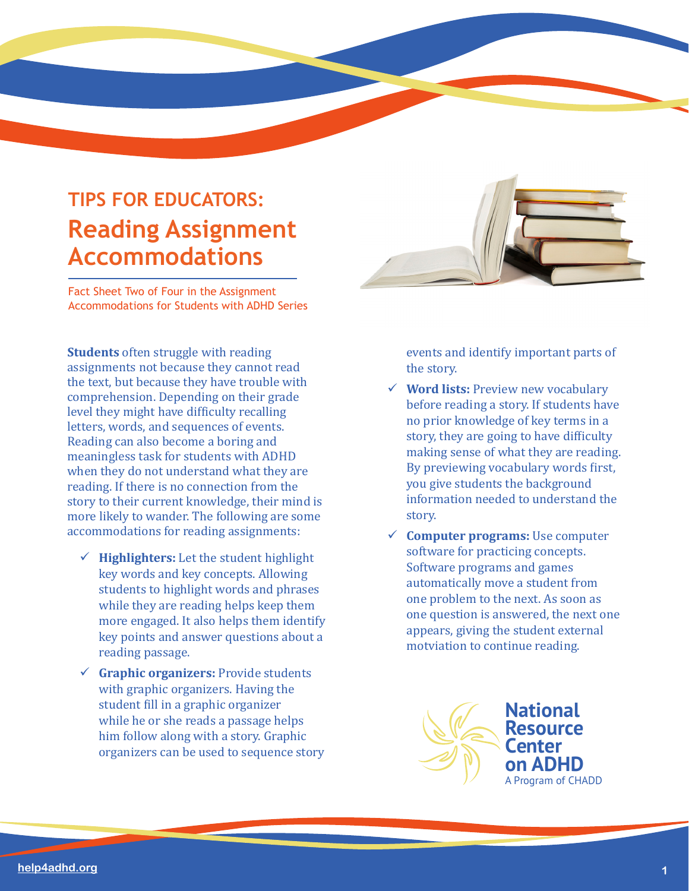# TIPS FOR EDUCATORS: Reading Assignment Accommodations

Fact Sheet Two of Four in the Assignment Accommodations for Students with ADHD Series

**Students** often struggle with reading assignments not because they cannot read the text, but because they have trouble with comprehension. Depending on their grade level they might have difficulty recalling letters, words, and sequences of events. Reading can also become a boring and meaningless task for students with ADHD when they do not understand what they are reading. If there is no connection from the story to their current knowledge, their mind is more likely to wander. The following are some accommodations for reading assignments:

- ✓ **Highlighters:** Let the student highlight key words and key concepts. Allowing students to highlight words and phrases while they are reading helps keep them more engaged. It also helps them identify key points and answer questions about a reading passage.
- ✓ **Graphic organizers:** Provide students with graphic organizers. Having the student fill in a graphic organizer while he or she reads a passage helps him follow along with a story. Graphic organizers can be used to sequence story events and identify important parts of the story.
- ✓ **Word lists:** Preview new vocabulary before reading a story. If students have no prior knowledge of key terms in a story, they are going to have difficulty making sense of what they are reading. By previewing vocabulary words first, you give students the background information needed to understand the story.
- ✓ **Computer programs:** Use computer software for practicing concepts. Software programs and games automatically move a student from one problem to the next. As soon as one question is answered, the next one appears, giving the student external motviation to continue reading.

National Resource Center on ADHD
A Program of CHADD

help4adhd.org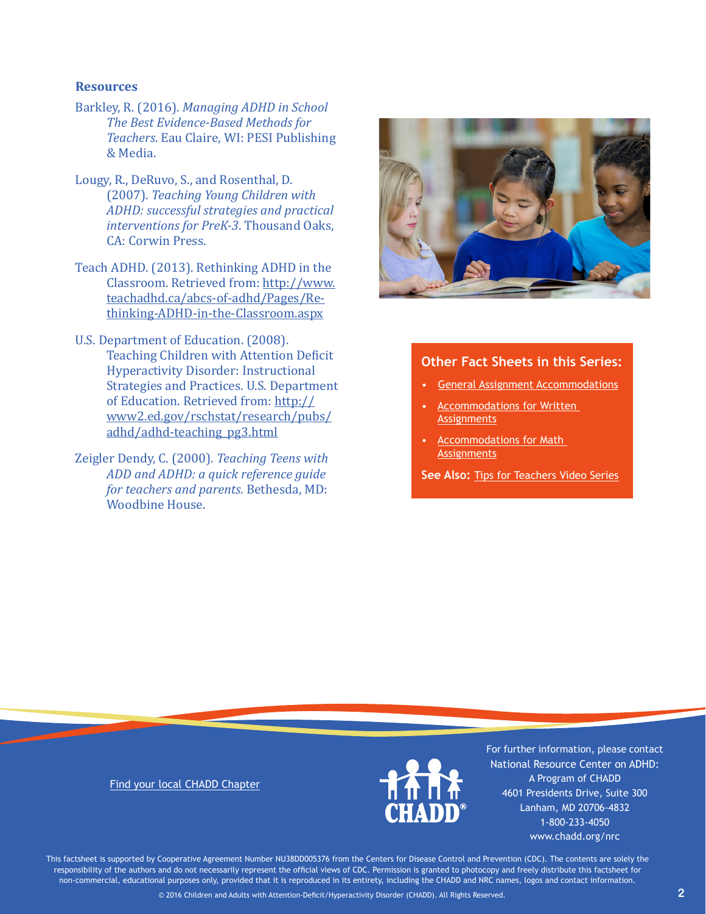## Resources

Barkley, R. (2016). *Managing ADHD in School The Best Evidence-Based Methods for Teachers*. Eau Claire, WI: PESI Publishing & Media.

Lougy, R., DeRuvo, S., and Rosenthal, D. (2007). *Teaching Young Children with ADHD: successful strategies and practical interventions for PreK-3*. Thousand Oaks, CA: Corwin Press.

Teach ADHD. (2013). Rethinking ADHD in the Classroom. Retrieved from: http://www.teachadhd.ca/abcs-of-adhd/Pages/Re-thinking-ADHD-in-the-Classroom.aspx

U.S. Department of Education. (2008). Teaching Children with Attention Deficit Hyperactivity Disorder: Instructional Strategies and Practices. U.S. Department of Education. Retrieved from: http://www2.ed.gov/rschstat/research/pubs/adhd/adhd-teaching_pg3.html

Zeigler Dendy, C. (2000). *Teaching Teens with ADD and ADHD: a quick reference guide for teachers and parents*. Bethesda, MD: Woodbine House.

### Other Fact Sheets in this Series:

- General Assignment Accommodations
- Accommodations for Written Assignments
- Accommodations for Math Assignments

**See Also:** Tips for Teachers Video Series

Find your local CHADD Chapter

CHADD®

For further information, please contact
National Resource Center on ADHD:
A Program of CHADD
4601 Presidents Drive, Suite 300
Lanham, MD 20706-4832
1-800-233-4050
www.chadd.org/nrc

This factsheet is supported by Cooperative Agreement Number NU38DD005376 from the Centers for Disease Control and Prevention (CDC). The contents are solely the responsibility of the authors and do not necessarily represent the official views of CDC. Permission is granted to photocopy and freely distribute this factsheet for non-commercial, educational purposes only, provided that it is reproduced in its entirety, including the CHADD and NRC names, logos and contact information.

© 2016 Children and Adults with Attention-Deficit/Hyperactivity Disorder (CHADD). All Rights Reserved.